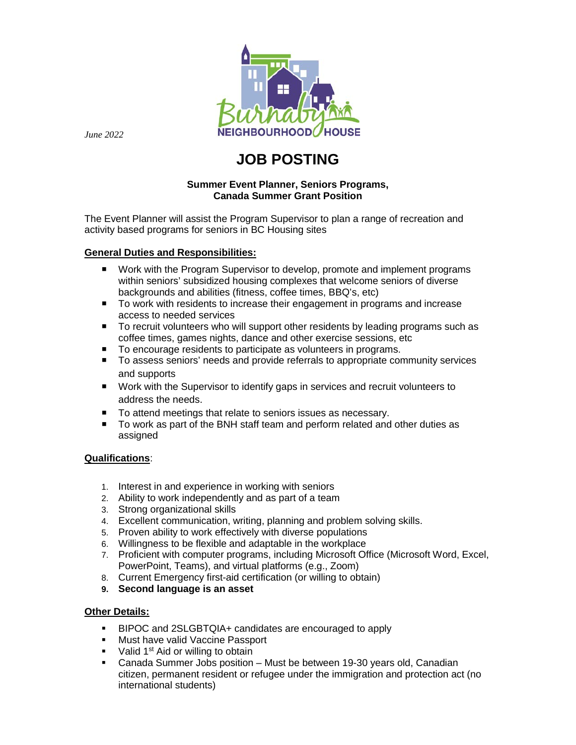Burnaby NEIGHBOURHOOD HOUSE

*June 2022*

# JOB POSTING

**Summer Event Planner, Seniors Programs,**
**Canada Summer Grant Position**

The Event Planner will assist the Program Supervisor to plan a range of recreation and activity based programs for seniors in BC Housing sites

**General Duties and Responsibilities:**

- Work with the Program Supervisor to develop, promote and implement programs within seniors' subsidized housing complexes that welcome seniors of diverse backgrounds and abilities (fitness, coffee times, BBQ's, etc)
- To work with residents to increase their engagement in programs and increase access to needed services
- To recruit volunteers who will support other residents by leading programs such as coffee times, games nights, dance and other exercise sessions, etc
- To encourage residents to participate as volunteers in programs.
- To assess seniors' needs and provide referrals to appropriate community services and supports
- Work with the Supervisor to identify gaps in services and recruit volunteers to address the needs.
- To attend meetings that relate to seniors issues as necessary.
- To work as part of the BNH staff team and perform related and other duties as assigned

**Qualifications**:

1. Interest in and experience in working with seniors
2. Ability to work independently and as part of a team
3. Strong organizational skills
4. Excellent communication, writing, planning and problem solving skills.
5. Proven ability to work effectively with diverse populations
6. Willingness to be flexible and adaptable in the workplace
7. Proficient with computer programs, including Microsoft Office (Microsoft Word, Excel, PowerPoint, Teams), and virtual platforms (e.g., Zoom)
8. Current Emergency first-aid certification (or willing to obtain)
9. **Second language is an asset**

**Other Details:**

- BIPOC and 2SLGBTQIA+ candidates are encouraged to apply
- Must have valid Vaccine Passport
- Valid 1st Aid or willing to obtain
- Canada Summer Jobs position – Must be between 19-30 years old, Canadian citizen, permanent resident or refugee under the immigration and protection act (no international students)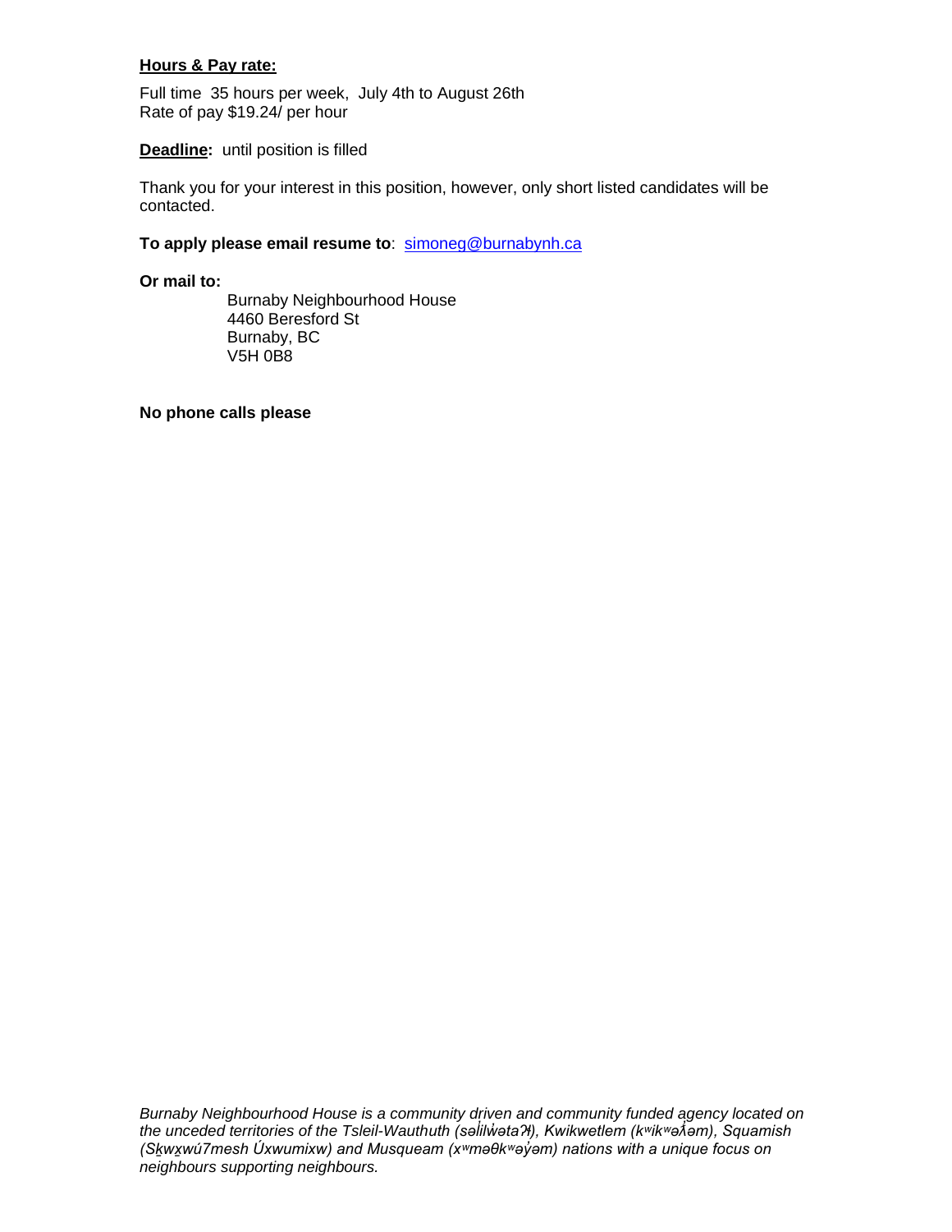**Hours & Pay rate:**

Full time 35 hours per week, July 4th to August 26th
Rate of pay $19.24/ per hour

**Deadline:** until position is filled

Thank you for your interest in this position, however, only short listed candidates will be contacted.

**To apply please email resume to**: simoneg@burnabynh.ca

**Or mail to:**

Burnaby Neighbourhood House
4460 Beresford St
Burnaby, BC
V5H 0B8

**No phone calls please**

*Burnaby Neighbourhood House is a community driven and community funded agency located on the unceded territories of the Tsleil-Waututh (səl̓ilw̓ətaʔɬ), Kwikwetlem (kʷikʷəƛ̓əm), Squamish (Sḵwx̱wú7mesh Úxwumixw) and Musqueam (xʷməθkʷəy̓əm) nations with a unique focus on neighbours supporting neighbours.*